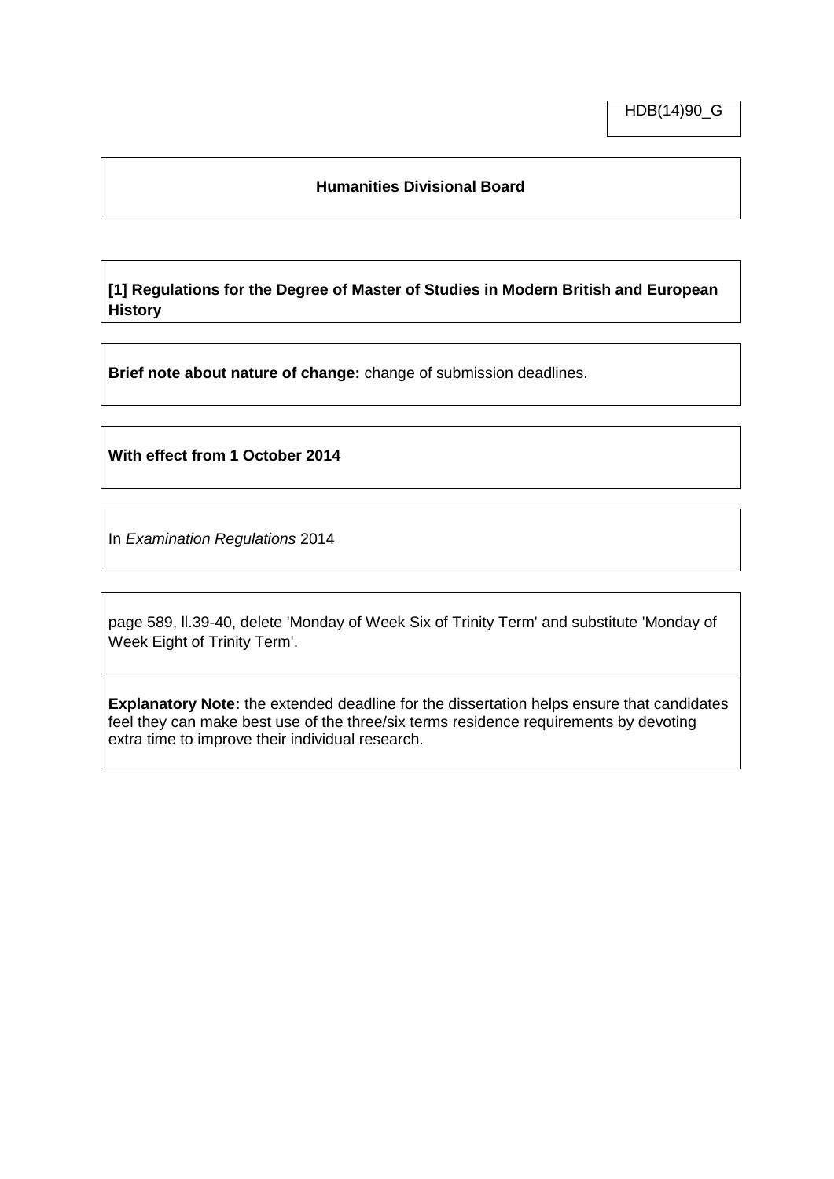HDB(14)90_G

**Humanities Divisional Board**

**[1] Regulations for the Degree of Master of Studies in Modern British and European History**

**Brief note about nature of change:** change of submission deadlines.

**With effect from 1 October 2014**

In *Examination Regulations* 2014

page 589, ll.39-40, delete 'Monday of Week Six of Trinity Term' and substitute 'Monday of Week Eight of Trinity Term'.

**Explanatory Note:** the extended deadline for the dissertation helps ensure that candidates feel they can make best use of the three/six terms residence requirements by devoting extra time to improve their individual research.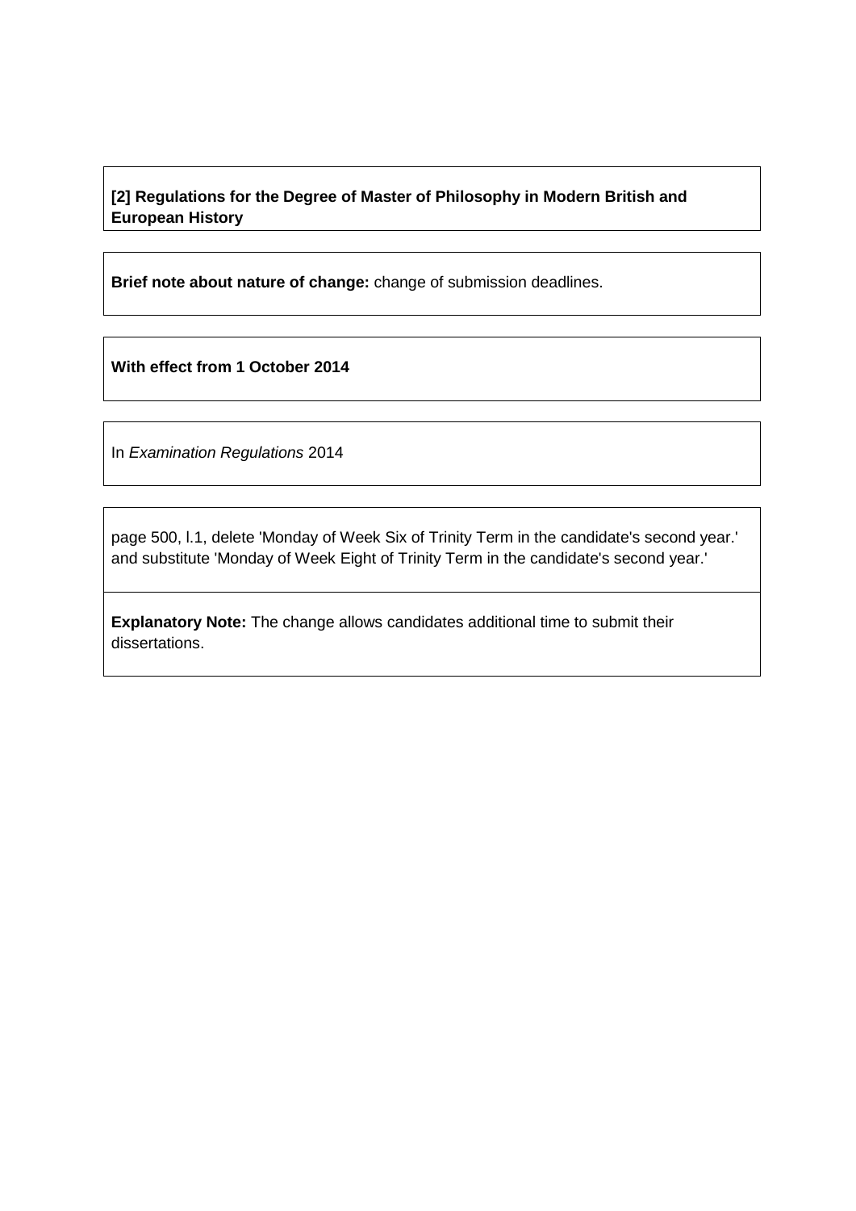**[2] Regulations for the Degree of Master of Philosophy in Modern British and European History**

**Brief note about nature of change:** change of submission deadlines.

**With effect from 1 October 2014**

In *Examination Regulations* 2014

page 500, l.1, delete 'Monday of Week Six of Trinity Term in the candidate's second year.' and substitute 'Monday of Week Eight of Trinity Term in the candidate's second year.'

**Explanatory Note:** The change allows candidates additional time to submit their dissertations.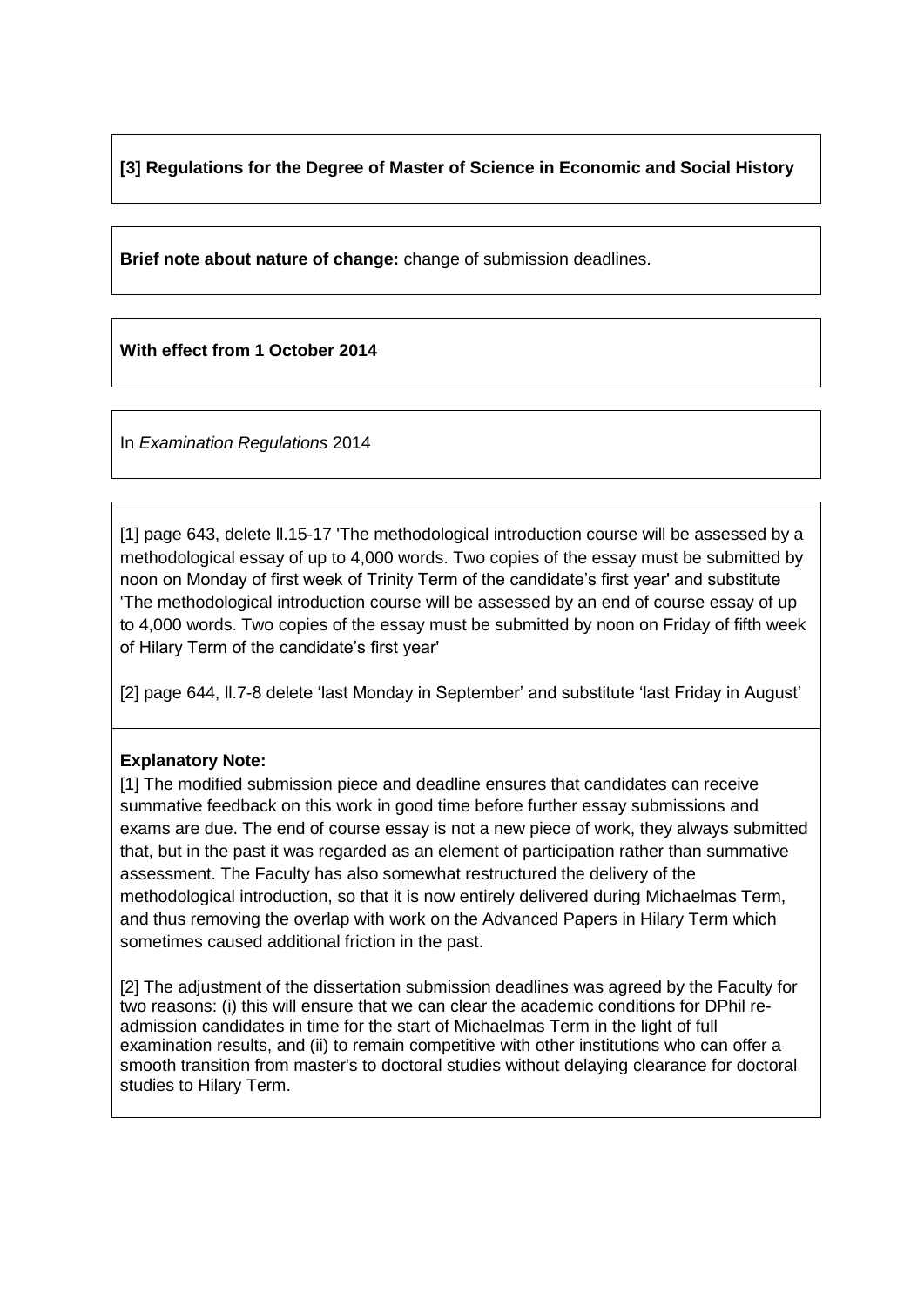**[3] Regulations for the Degree of Master of Science in Economic and Social History**

**Brief note about nature of change:** change of submission deadlines.

**With effect from 1 October 2014**

In *Examination Regulations* 2014

[1] page 643, delete ll.15-17 'The methodological introduction course will be assessed by a methodological essay of up to 4,000 words. Two copies of the essay must be submitted by noon on Monday of first week of Trinity Term of the candidate's first year' and substitute 'The methodological introduction course will be assessed by an end of course essay of up to 4,000 words. Two copies of the essay must be submitted by noon on Friday of fifth week of Hilary Term of the candidate's first year'

[2] page 644, ll.7-8 delete 'last Monday in September' and substitute 'last Friday in August'

**Explanatory Note:**

[1] The modified submission piece and deadline ensures that candidates can receive summative feedback on this work in good time before further essay submissions and exams are due. The end of course essay is not a new piece of work, they always submitted that, but in the past it was regarded as an element of participation rather than summative assessment. The Faculty has also somewhat restructured the delivery of the methodological introduction, so that it is now entirely delivered during Michaelmas Term, and thus removing the overlap with work on the Advanced Papers in Hilary Term which sometimes caused additional friction in the past.

[2] The adjustment of the dissertation submission deadlines was agreed by the Faculty for two reasons: (i) this will ensure that we can clear the academic conditions for DPhil re-admission candidates in time for the start of Michaelmas Term in the light of full examination results, and (ii) to remain competitive with other institutions who can offer a smooth transition from master's to doctoral studies without delaying clearance for doctoral studies to Hilary Term.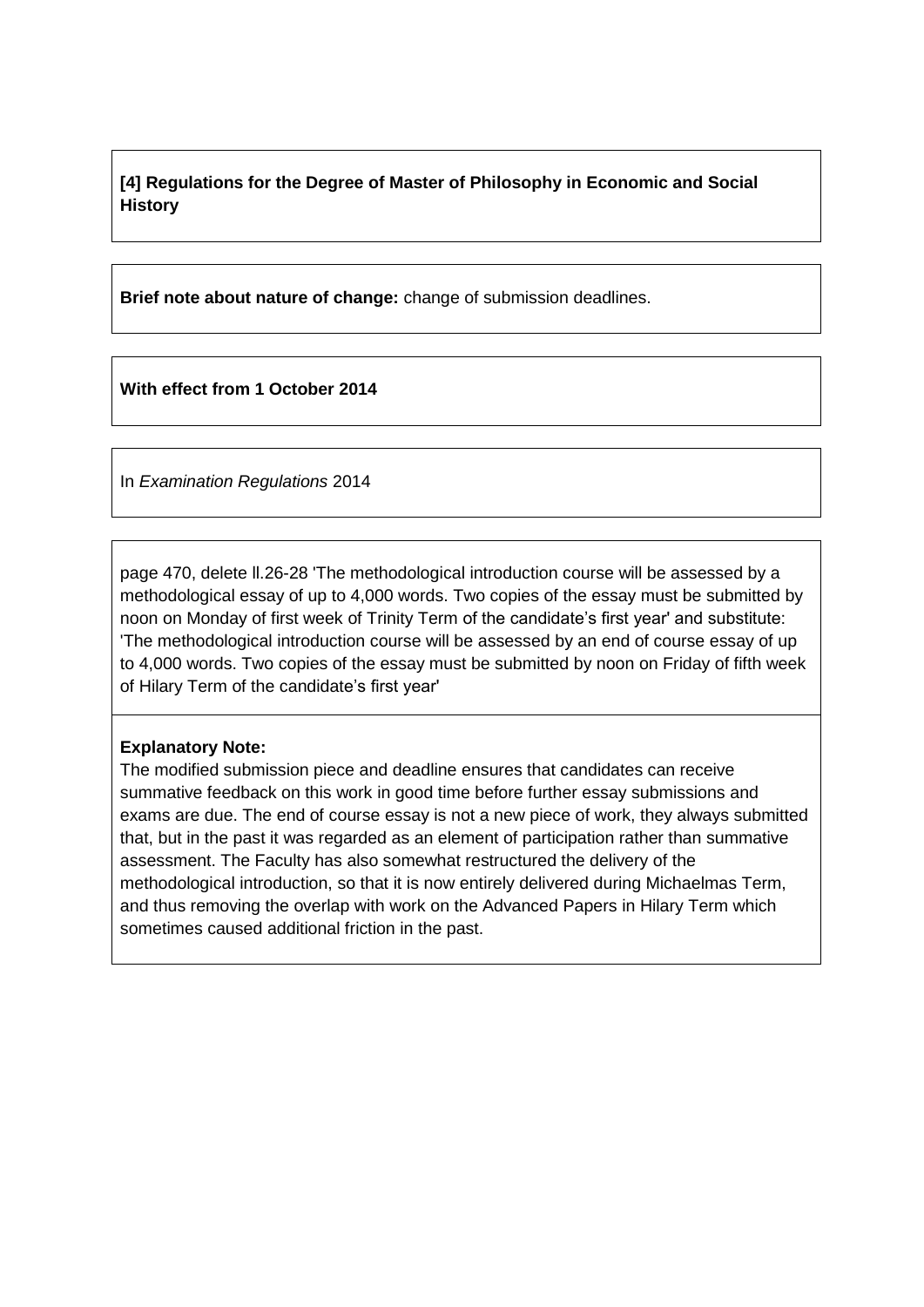**[4] Regulations for the Degree of Master of Philosophy in Economic and Social History**

**Brief note about nature of change:** change of submission deadlines.

**With effect from 1 October 2014**

In *Examination Regulations* 2014

page 470, delete ll.26-28 'The methodological introduction course will be assessed by a methodological essay of up to 4,000 words. Two copies of the essay must be submitted by noon on Monday of first week of Trinity Term of the candidate's first year' and substitute: 'The methodological introduction course will be assessed by an end of course essay of up to 4,000 words. Two copies of the essay must be submitted by noon on Friday of fifth week of Hilary Term of the candidate's first year'

**Explanatory Note:**

The modified submission piece and deadline ensures that candidates can receive summative feedback on this work in good time before further essay submissions and exams are due. The end of course essay is not a new piece of work, they always submitted that, but in the past it was regarded as an element of participation rather than summative assessment. The Faculty has also somewhat restructured the delivery of the methodological introduction, so that it is now entirely delivered during Michaelmas Term, and thus removing the overlap with work on the Advanced Papers in Hilary Term which sometimes caused additional friction in the past.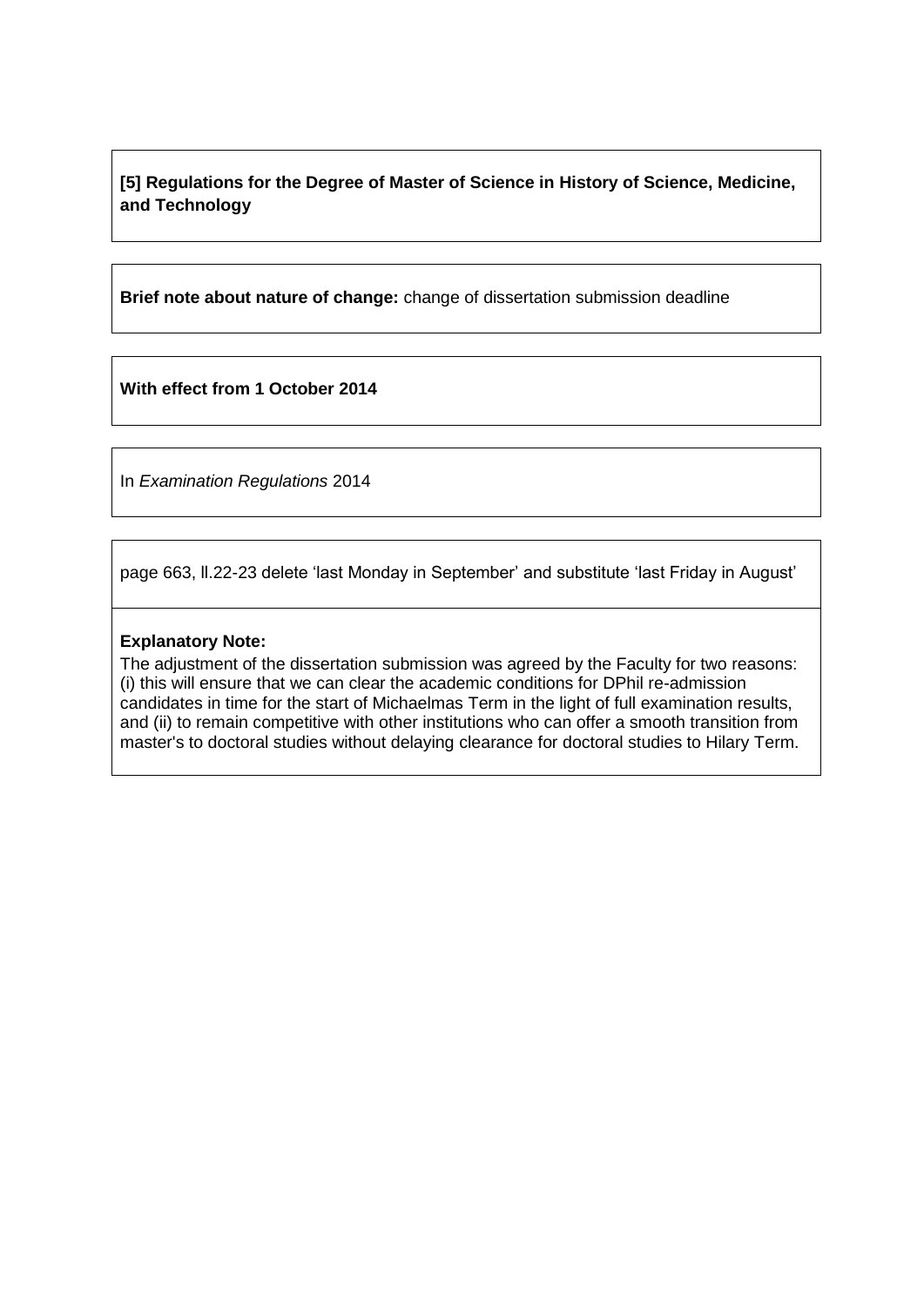**[5] Regulations for the Degree of Master of Science in History of Science, Medicine, and Technology**

**Brief note about nature of change:** change of dissertation submission deadline

**With effect from 1 October 2014**

In *Examination Regulations* 2014

page 663, ll.22-23 delete 'last Monday in September' and substitute 'last Friday in August'

**Explanatory Note:**

The adjustment of the dissertation submission was agreed by the Faculty for two reasons: (i) this will ensure that we can clear the academic conditions for DPhil re-admission candidates in time for the start of Michaelmas Term in the light of full examination results, and (ii) to remain competitive with other institutions who can offer a smooth transition from master's to doctoral studies without delaying clearance for doctoral studies to Hilary Term.